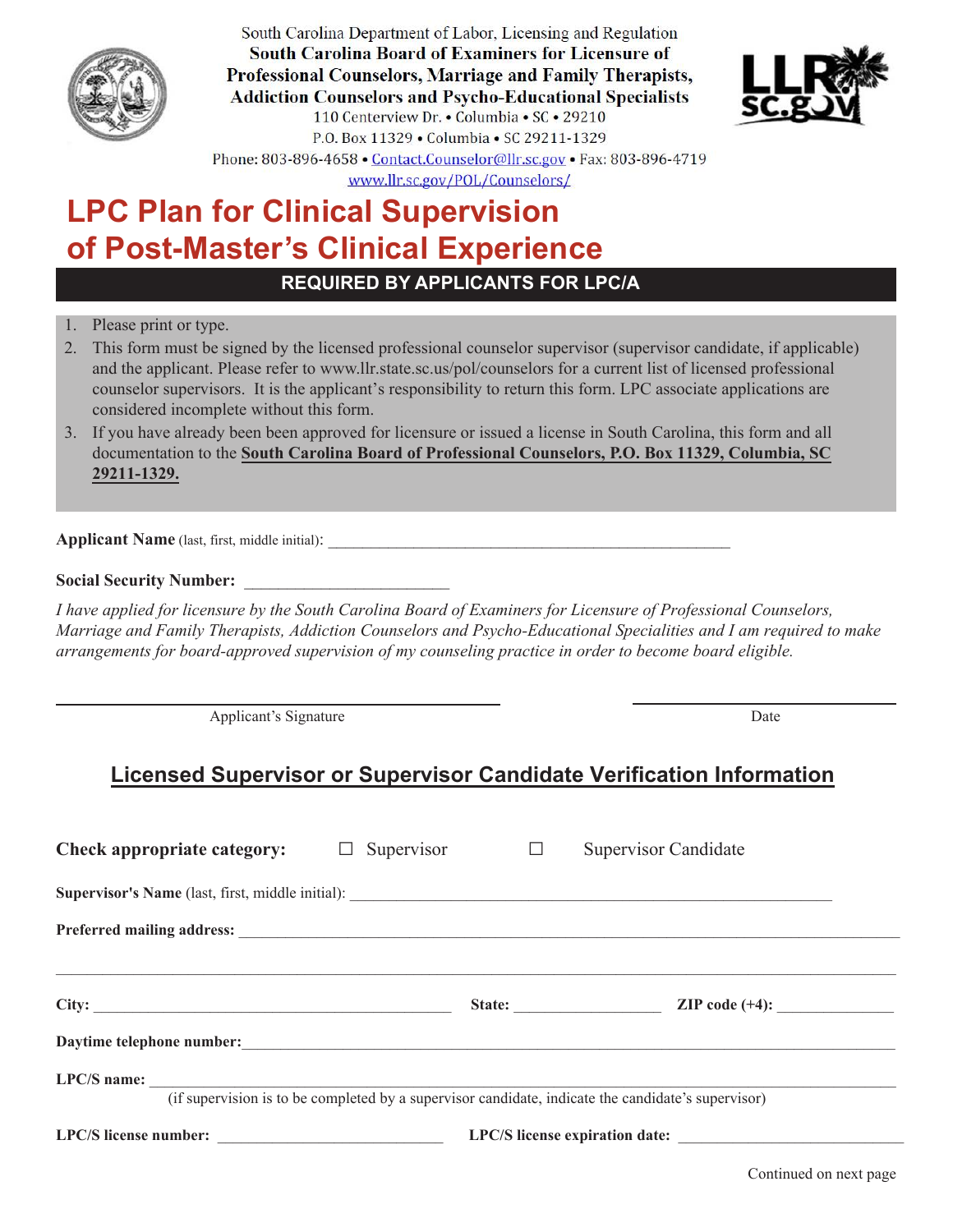South Carolina Department of Labor, Licensing and Regulation

**South Carolina Board of Examiners for Licensure of Professional Counselors, Marriage and Family Therapists, Addiction Counselors and Psycho-Educational Specialists**

110 Centerview Dr. • Columbia • SC • 29210

P.O. Box 11329 • Columbia • SC 29211-1329

Phone: 803-896-4658 • Contact.Counselor@llr.sc.gov • Fax: 803-896-4719

www.llr.sc.gov/POL/Counselors/

# LPC Plan for Clinical Supervision of Post-Master's Clinical Experience

**REQUIRED BY APPLICANTS FOR LPC/A**

1. Please print or type.
2. This form must be signed by the licensed professional counselor supervisor (supervisor candidate, if applicable) and the applicant. Please refer to www.llr.state.sc.us/pol/counselors for a current list of licensed professional counselor supervisors. It is the applicant's responsibility to return this form. LPC associate applications are considered incomplete without this form.
3. If you have already been been approved for licensure or issued a license in South Carolina, this form and all documentation to the **South Carolina Board of Professional Counselors, P.O. Box 11329, Columbia, SC 29211-1329.**

**Applicant Name** (last, first, middle initial): ________________________________________________

**Social Security Number:** ________________________

*I have applied for licensure by the South Carolina Board of Examiners for Licensure of Professional Counselors, Marriage and Family Therapists, Addiction Counselors and Psycho-Educational Specialities and I am required to make arrangements for board-approved supervision of my counseling practice in order to become board eligible.*

______________________________________ Applicant's Signature

______________________ Date

## Licensed Supervisor or Supervisor Candidate Verification Information

**Check appropriate category:** ☐ Supervisor ☐ Supervisor Candidate

**Supervisor's Name** (last, first, middle initial): ________________________________________________

**Preferred mailing address:** ________________________________________________

________________________________________________

**City:** ______________________ **State:** ______________ **ZIP code (+4):** ______________

**Daytime telephone number:** ________________________________________________

**LPC/S name:** ________________________________________________

(if supervision is to be completed by a supervisor candidate, indicate the candidate's supervisor)

**LPC/S license number:** ______________________ **LPC/S license expiration date:** ______________________

Continued on next page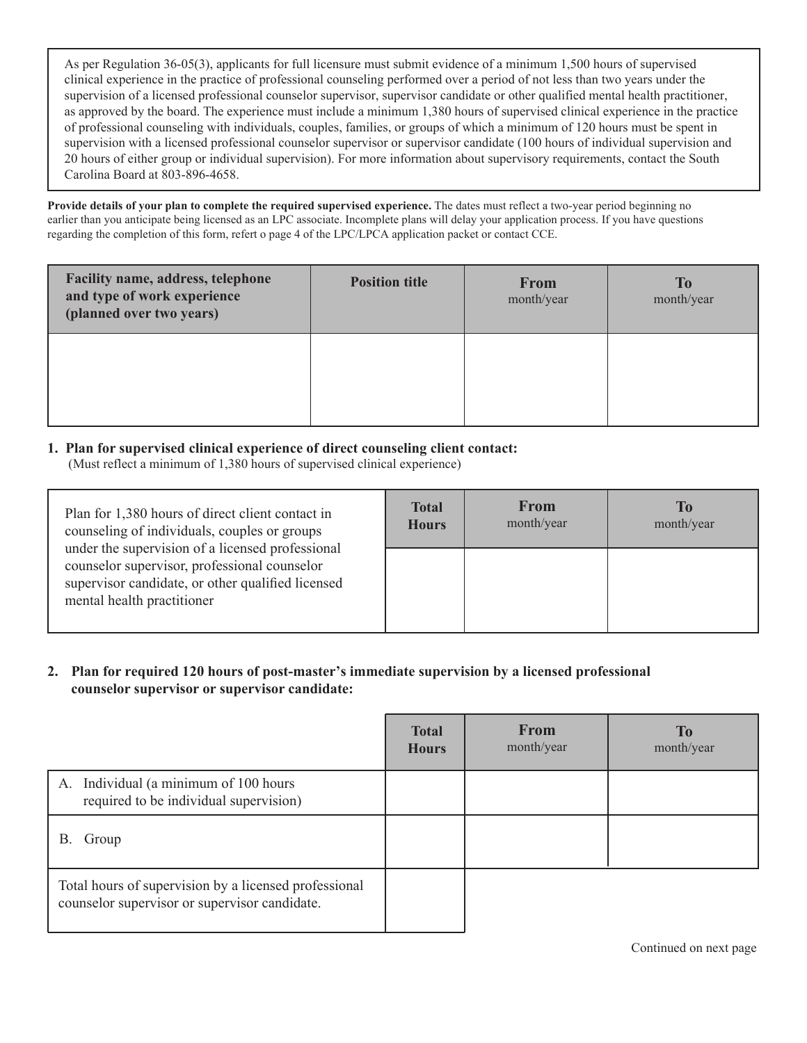As per Regulation 36-05(3), applicants for full licensure must submit evidence of a minimum 1,500 hours of supervised clinical experience in the practice of professional counseling performed over a period of not less than two years under the supervision of a licensed professional counselor supervisor, supervisor candidate or other qualified mental health practitioner, as approved by the board. The experience must include a minimum 1,380 hours of supervised clinical experience in the practice of professional counseling with individuals, couples, families, or groups of which a minimum of 120 hours must be spent in supervision with a licensed professional counselor supervisor or supervisor candidate (100 hours of individual supervision and 20 hours of either group or individual supervision). For more information about supervisory requirements, contact the South Carolina Board at 803-896-4658.

**Provide details of your plan to complete the required supervised experience.** The dates must reflect a two-year period beginning no earlier than you anticipate being licensed as an LPC associate. Incomplete plans will delay your application process. If you have questions regarding the completion of this form, refert o page 4 of the LPC/LPCA application packet or contact CCE.

| Facility name, address, telephone and type of work experience (planned over two years) | Position title | From month/year | To month/year |
|---|---|---|---|
| | | | |

**1. Plan for supervised clinical experience of direct counseling client contact:**
(Must reflect a minimum of 1,380 hours of supervised clinical experience)

| | Total Hours | From month/year | To month/year |
|---|---|---|---|
| Plan for 1,380 hours of direct client contact in counseling of individuals, couples or groups under the supervision of a licensed professional counselor supervisor, professional counselor supervisor candidate, or other qualified licensed mental health practitioner | | | |

**2. Plan for required 120 hours of post-master's immediate supervision by a licensed professional counselor supervisor or supervisor candidate:**

| | Total Hours | From month/year | To month/year |
|---|---|---|---|
| A. Individual (a minimum of 100 hours required to be individual supervision) | | | |
| B. Group | | | |
| Total hours of supervision by a licensed professional counselor supervisor or supervisor candidate. | | | |

Continued on next page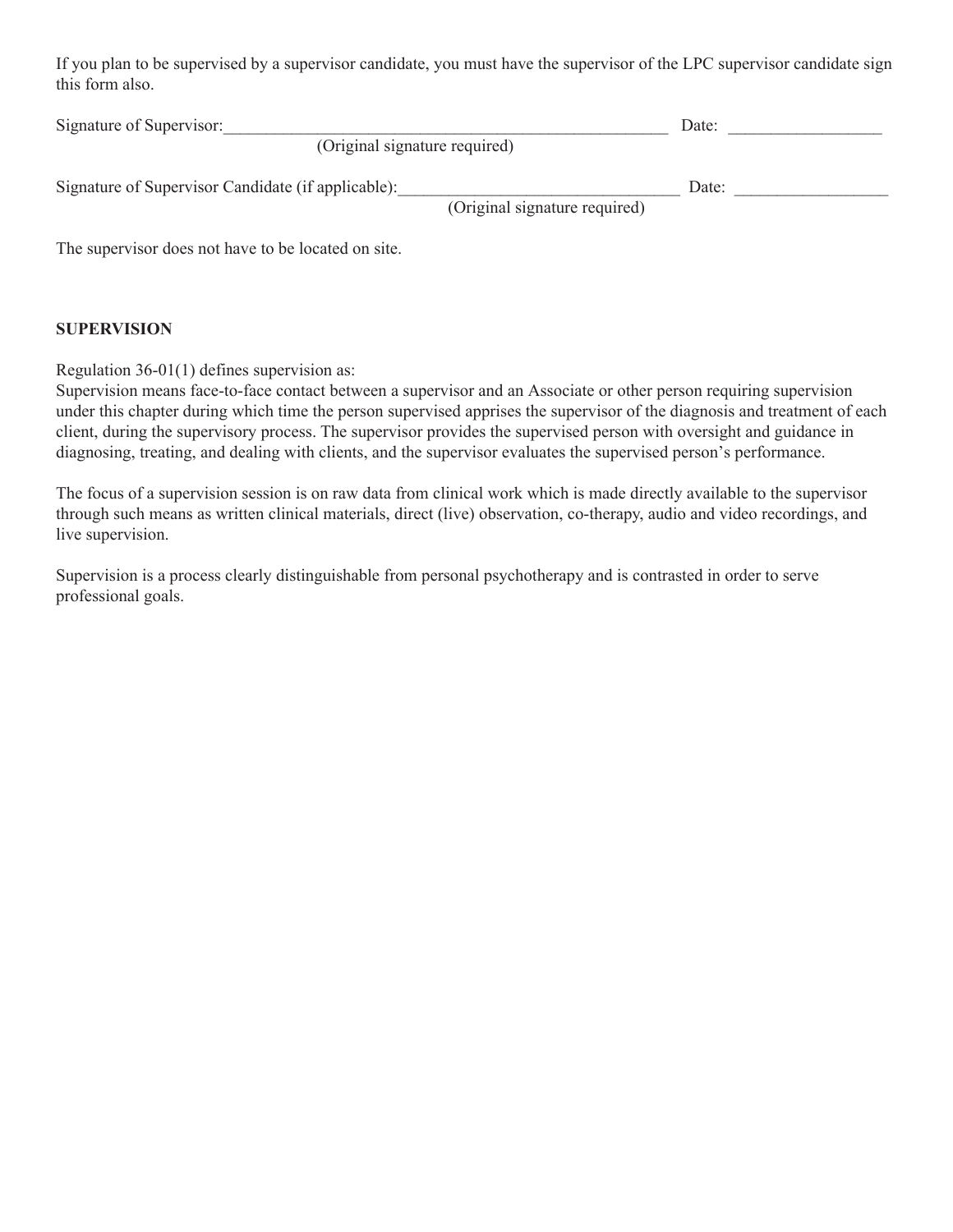If you plan to be supervised by a supervisor candidate, you must have the supervisor of the LPC supervisor candidate sign this form also.

Signature of Supervisor:_____________________________________________________ Date: _________________
(Original signature required)

Signature of Supervisor Candidate (if applicable):________________________________ Date: _________________
(Original signature required)

The supervisor does not have to be located on site.

**SUPERVISION**

Regulation 36-01(1) defines supervision as:
Supervision means face-to-face contact between a supervisor and an Associate or other person requiring supervision under this chapter during which time the person supervised apprises the supervisor of the diagnosis and treatment of each client, during the supervisory process. The supervisor provides the supervised person with oversight and guidance in diagnosing, treating, and dealing with clients, and the supervisor evaluates the supervised person's performance.

The focus of a supervision session is on raw data from clinical work which is made directly available to the supervisor through such means as written clinical materials, direct (live) observation, co-therapy, audio and video recordings, and live supervision.

Supervision is a process clearly distinguishable from personal psychotherapy and is contrasted in order to serve professional goals.